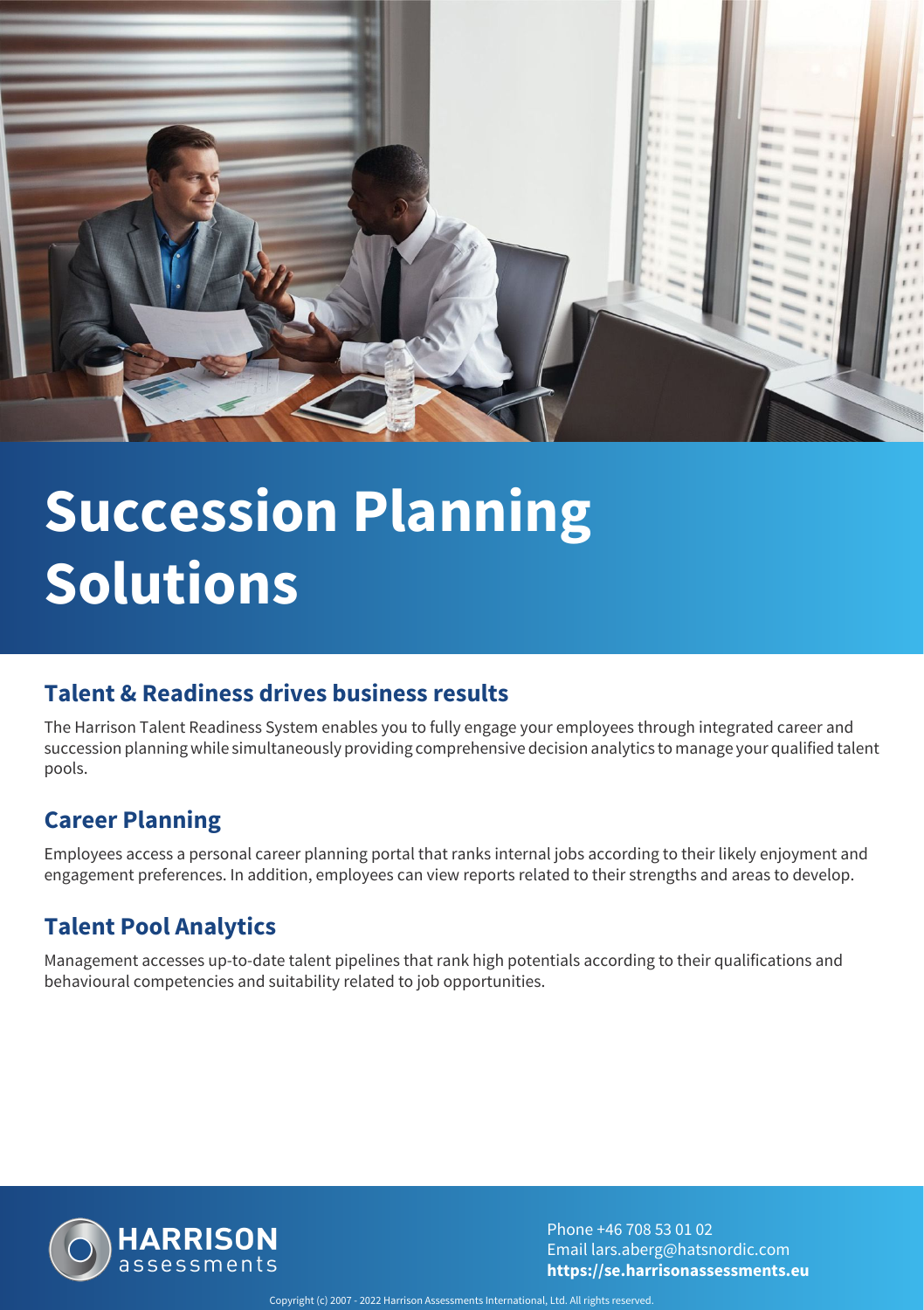# Succession Planning Solutions

## Talent & Readiness drives business results

The Harrison Talent Readiness System enables you to fully engage your employees through integrated career and succession planning while simultaneously providing comprehensive decision analytics to manage your qualified talent pools.

## Career Planning

Employees access a personal career planning portal that ranks internal jobs according to their likely enjoyment and engagement preferences. In addition, employees can view reports related to their strengths and areas to develop.

## Talent Pool Analytics

Management accesses up-to-date talent pipelines that rank high potentials according to their qualifications and behavioural competencies and suitability related to job opportunities.

HARRISON assessments

Phone +46 708 53 01 02
Email lars.aberg@hatsnordic.com
**https://se.harrisonassessments.eu**

Copyright (c) 2007 - 2022 Harrison Assessments International, Ltd. All rights reserved.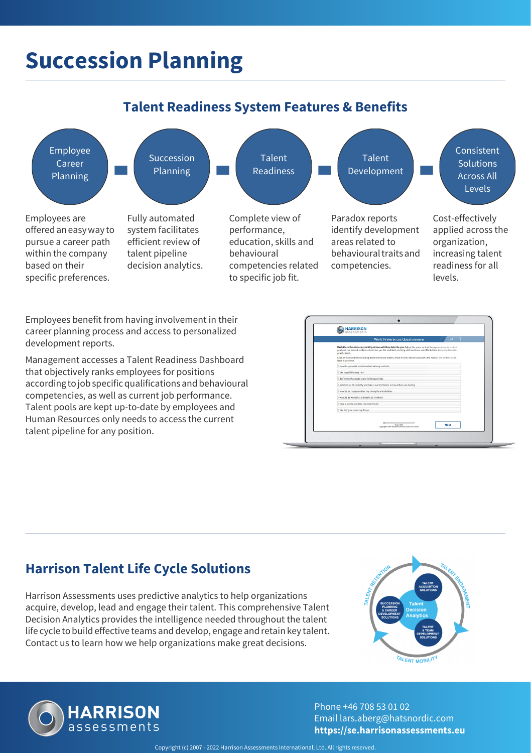# Succession Planning

## Talent Readiness System Features & Benefits

**Employee Career Planning**

Employees are offered an easy way to pursue a career path within the company based on their specific preferences.

**Succession Planning**

Fully automated system facilitates efficient review of talent pipeline decision analytics.

**Talent Readiness**

Complete view of performance, education, skills and behavioural competencies related to specific job fit.

**Talent Development**

Paradox reports identify development areas related to behavioural traits and competencies.

**Consistent Solutions Across All Levels**

Cost-effectively applied across the organization, increasing talent readiness for all levels.

Employees benefit from having involvement in their career planning process and access to personalized development reports.

Management accesses a Talent Readiness Dashboard that objectively ranks employees for positions according to job specific qualifications and behavioural competencies, as well as current job performance. Talent pools are kept up-to-date by employees and Human Resources only needs to access the current talent pipeline for any position.

## Harrison Talent Life Cycle Solutions

Harrison Assessments uses predictive analytics to help organizations acquire, develop, lead and engage their talent. This comprehensive Talent Decision Analytics provides the intelligence needed throughout the talent life cycle to build effective teams and develop, engage and retain key talent. Contact us to learn how we help organizations make great decisions.

Phone +46 708 53 01 02
Email lars.aberg@hatsnordic.com
**https://se.harrisonassessments.eu**

Copyright (c) 2007 - 2022 Harrison Assessments International, Ltd. All rights reserved.